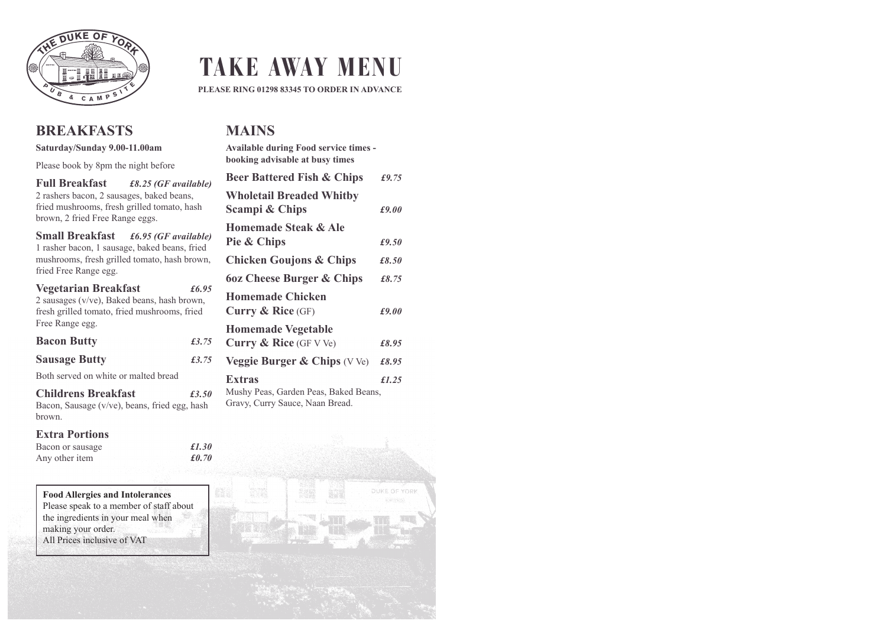# TAKE AWAY MENU

**PLEASE RING 01298 83345 TO ORDER IN ADVANCE**

## BREAKFASTS

**Saturday/Sunday 9.00-11.00am**

Please book by 8pm the night before

### Full Breakfast *£8.25 (GF available)*

2 rashers bacon, 2 sausages, baked beans, fried mushrooms, fresh grilled tomato, hash brown, 2 fried Free Range eggs.

### Small Breakfast *£6.95 (GF available)*

1 rasher bacon, 1 sausage, baked beans, fried mushrooms, fresh grilled tomato, hash brown, fried Free Range egg.

### Vegetarian Breakfast *£6.95*

2 sausages (v/ve), Baked beans, hash brown, fresh grilled tomato, fried mushrooms, fried Free Range egg.

### Bacon Butty *£3.75*

### Sausage Butty *£3.75*

Both served on white or malted bread

### Childrens Breakfast *£3.50*

Bacon, Sausage (v/ve), beans, fried egg, hash brown.

### Extra Portions

Bacon or sausage *£1.30*
Any other item *£0.70*

**Food Allergies and Intolerances**
Please speak to a member of staff about the ingredients in your meal when making your order.
All Prices inclusive of VAT

## MAINS

**Available during Food service times - booking advisable at busy times**

| Item | Price |
| --- | --- |
| **Beer Battered Fish & Chips** | *£9.75* |
| **Wholetail Breaded Whitby Scampi & Chips** | *£9.00* |
| **Homemade Steak & Ale Pie & Chips** | *£9.50* |
| **Chicken Goujons & Chips** | *£8.50* |
| **6oz Cheese Burger & Chips** | *£8.75* |
| **Homemade Chicken Curry & Rice** (GF) | *£9.00* |
| **Homemade Vegetable Curry & Rice** (GF V Ve) | *£8.95* |
| **Veggie Burger & Chips** (V Ve) | *£8.95* |
| **Extras** | *£1.25* |

Mushy Peas, Garden Peas, Baked Beans, Gravy, Curry Sauce, Naan Bread.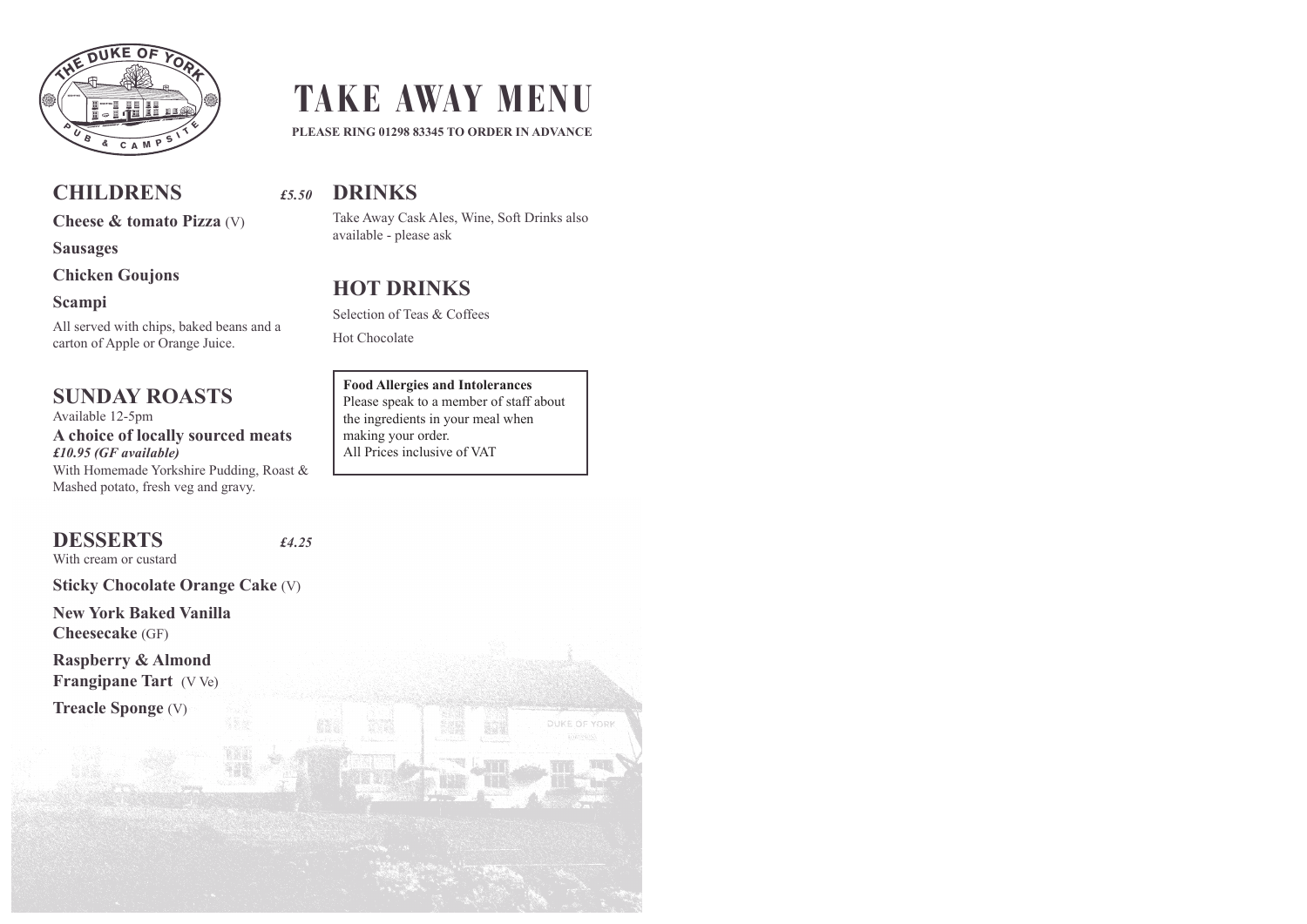# TAKE AWAY MENU

**PLEASE RING 01298 83345 TO ORDER IN ADVANCE**

## CHILDRENS *£5.50*

**Cheese & tomato Pizza** (V)

**Sausages**

**Chicken Goujons**

**Scampi**

All served with chips, baked beans and a carton of Apple or Orange Juice.

## SUNDAY ROASTS

Available 12-5pm

**A choice of locally sourced meats**
***£10.95 (GF available)***
With Homemade Yorkshire Pudding, Roast & Mashed potato, fresh veg and gravy.

## DESSERTS *£4.25*

With cream or custard

**Sticky Chocolate Orange Cake** (V)

**New York Baked Vanilla Cheesecake** (GF)

**Raspberry & Almond Frangipane Tart** (V Ve)

**Treacle Sponge** (V)

## DRINKS

Take Away Cask Ales, Wine, Soft Drinks also available - please ask

## HOT DRINKS

Selection of Teas & Coffees

Hot Chocolate

**Food Allergies and Intolerances**
Please speak to a member of staff about the ingredients in your meal when making your order.
All Prices inclusive of VAT